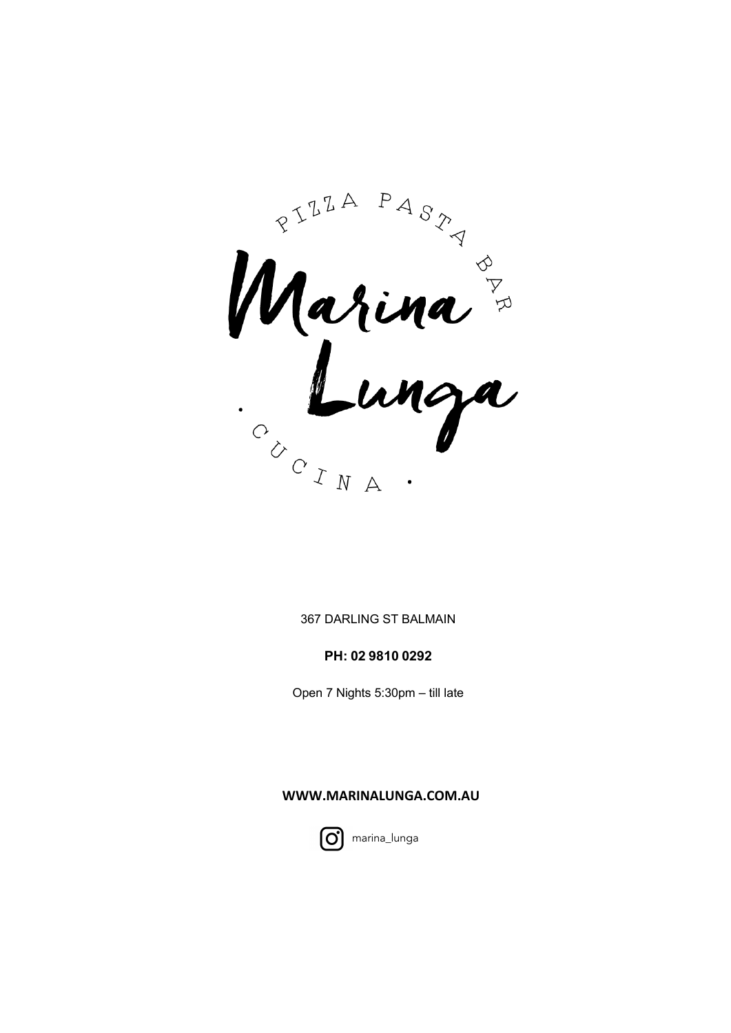PIZZA PASTA BAR

# Marina Lunga

· CUCINA ·

367 DARLING ST BALMAIN

**PH: 02 9810 0292**

Open 7 Nights 5:30pm – till late

**WWW.MARINALUNGA.COM.AU**

marina_lunga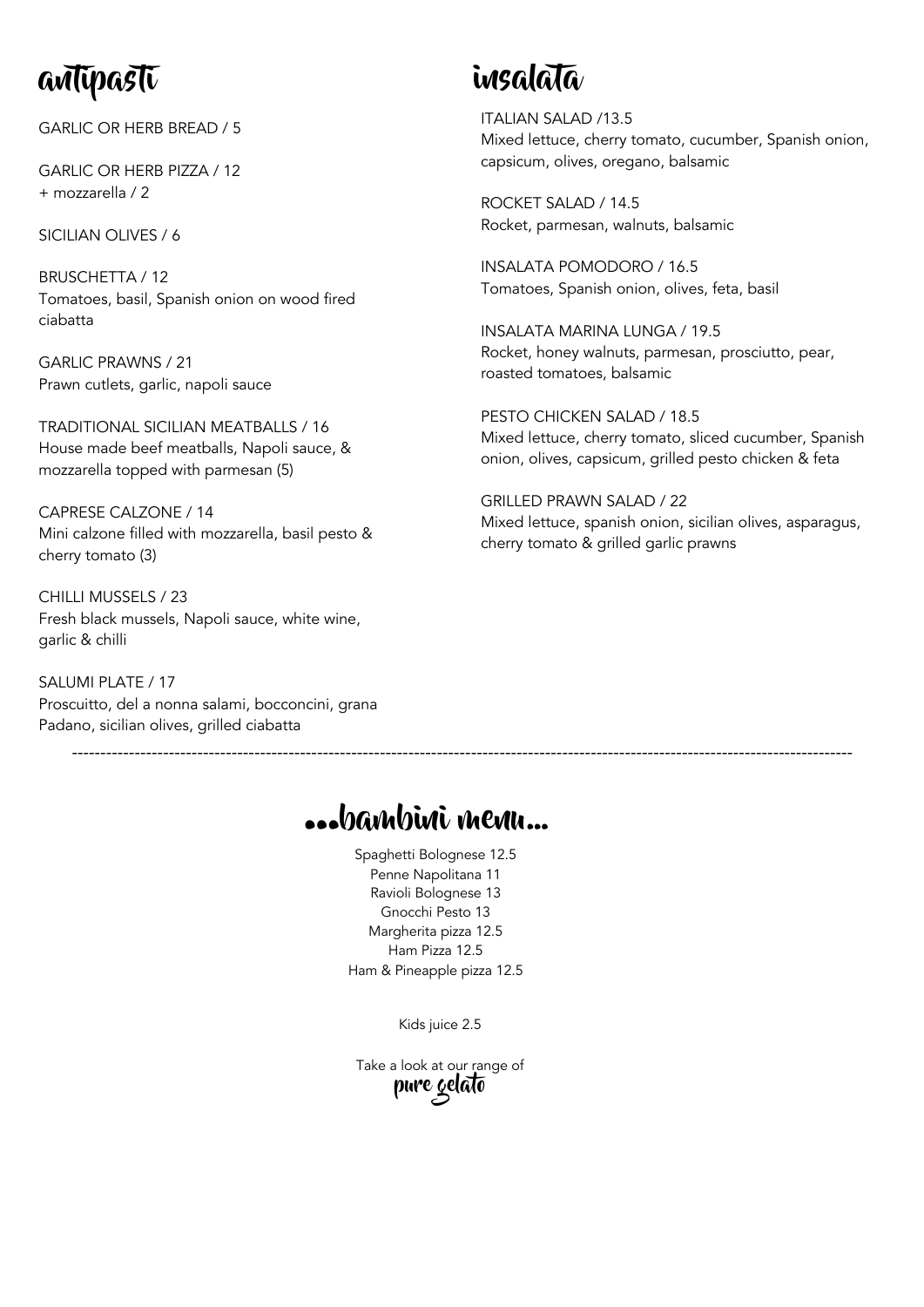# antipasti

GARLIC OR HERB BREAD / 5

GARLIC OR HERB PIZZA / 12
+ mozzarella / 2

SICILIAN OLIVES / 6

BRUSCHETTA / 12
Tomatoes, basil, Spanish onion on wood fired ciabatta

GARLIC PRAWNS / 21
Prawn cutlets, garlic, napoli sauce

TRADITIONAL SICILIAN MEATBALLS / 16
House made beef meatballs, Napoli sauce, & mozzarella topped with parmesan (5)

CAPRESE CALZONE / 14
Mini calzone filled with mozzarella, basil pesto & cherry tomato (3)

CHILLI MUSSELS / 23
Fresh black mussels, Napoli sauce, white wine, garlic & chilli

SALUMI PLATE / 17
Proscuitto, del a nonna salami, bocconcini, grana Padano, sicilian olives, grilled ciabatta

# insalata

ITALIAN SALAD /13.5
Mixed lettuce, cherry tomato, cucumber, Spanish onion, capsicum, olives, oregano, balsamic

ROCKET SALAD / 14.5
Rocket, parmesan, walnuts, balsamic

INSALATA POMODORO / 16.5
Tomatoes, Spanish onion, olives, feta, basil

INSALATA MARINA LUNGA / 19.5
Rocket, honey walnuts, parmesan, prosciutto, pear, roasted tomatoes, balsamic

PESTO CHICKEN SALAD / 18.5
Mixed lettuce, cherry tomato, sliced cucumber, Spanish onion, olives, capsicum, grilled pesto chicken & feta

GRILLED PRAWN SALAD / 22
Mixed lettuce, spanish onion, sicilian olives, asparagus, cherry tomato & grilled garlic prawns

---

# ...bambini menu...

Spaghetti Bolognese 12.5
Penne Napolitana 11
Ravioli Bolognese 13
Gnocchi Pesto 13
Margherita pizza 12.5
Ham Pizza 12.5
Ham & Pineapple pizza 12.5

Kids juice 2.5

Take a look at our range of
**pure gelato**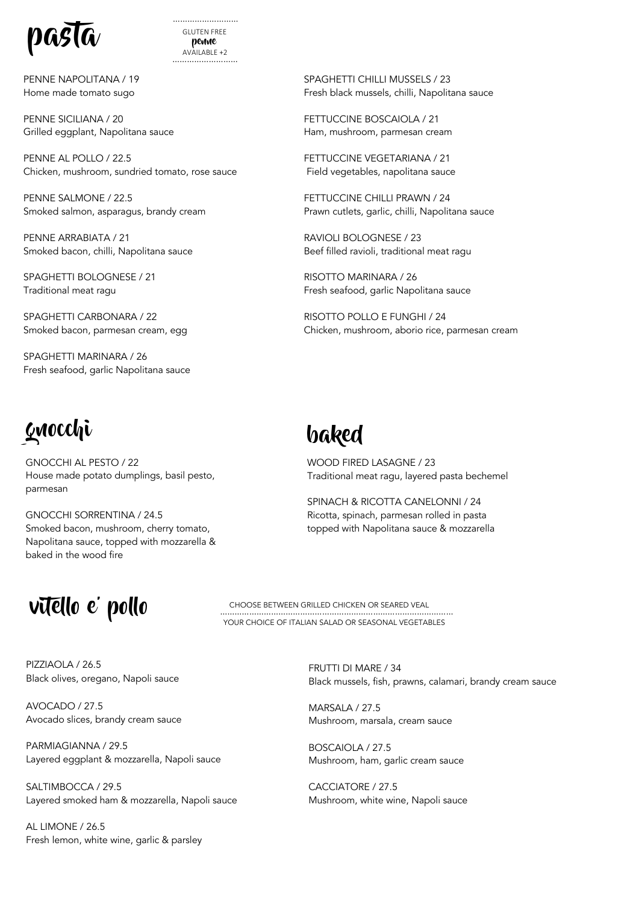# pasta

GLUTEN FREE
**penne**
AVAILABLE +2

PENNE NAPOLITANA / 19
Home made tomato sugo

PENNE SICILIANA / 20
Grilled eggplant, Napolitana sauce

PENNE AL POLLO / 22.5
Chicken, mushroom, sundried tomato, rose sauce

PENNE SALMONE / 22.5
Smoked salmon, asparagus, brandy cream

PENNE ARRABIATA / 21
Smoked bacon, chilli, Napolitana sauce

SPAGHETTI BOLOGNESE / 21
Traditional meat ragu

SPAGHETTI CARBONARA / 22
Smoked bacon, parmesan cream, egg

SPAGHETTI MARINARA / 26
Fresh seafood, garlic Napolitana sauce

SPAGHETTI CHILLI MUSSELS / 23
Fresh black mussels, chilli, Napolitana sauce

FETTUCCINE BOSCAIOLA / 21
Ham, mushroom, parmesan cream

FETTUCCINE VEGETARIANA / 21
Field vegetables, napolitana sauce

FETTUCCINE CHILLI PRAWN / 24
Prawn cutlets, garlic, chilli, Napolitana sauce

RAVIOLI BOLOGNESE / 23
Beef filled ravioli, traditional meat ragu

RISOTTO MARINARA / 26
Fresh seafood, garlic Napolitana sauce

RISOTTO POLLO E FUNGHI / 24
Chicken, mushroom, aborio rice, parmesan cream

# gnocchi

GNOCCHI AL PESTO / 22
House made potato dumplings, basil pesto, parmesan

GNOCCHI SORRENTINA / 24.5
Smoked bacon, mushroom, cherry tomato, Napolitana sauce, topped with mozzarella & baked in the wood fire

# baked

WOOD FIRED LASAGNE / 23
Traditional meat ragu, layered pasta bechemel

SPINACH & RICOTTA CANELONNI / 24
Ricotta, spinach, parmesan rolled in pasta topped with Napolitana sauce & mozzarella

# vitello e' pollo

CHOOSE BETWEEN GRILLED CHICKEN OR SEARED VEAL
YOUR CHOICE OF ITALIAN SALAD OR SEASONAL VEGETABLES

PIZZIAOLA / 26.5
Black olives, oregano, Napoli sauce

AVOCADO / 27.5
Avocado slices, brandy cream sauce

PARMIAGIANNA / 29.5
Layered eggplant & mozzarella, Napoli sauce

SALTIMBOCCA / 29.5
Layered smoked ham & mozzarella, Napoli sauce

AL LIMONE / 26.5
Fresh lemon, white wine, garlic & parsley

FRUTTI DI MARE / 34
Black mussels, fish, prawns, calamari, brandy cream sauce

MARSALA / 27.5
Mushroom, marsala, cream sauce

BOSCAIOLA / 27.5
Mushroom, ham, garlic cream sauce

CACCIATORE / 27.5
Mushroom, white wine, Napoli sauce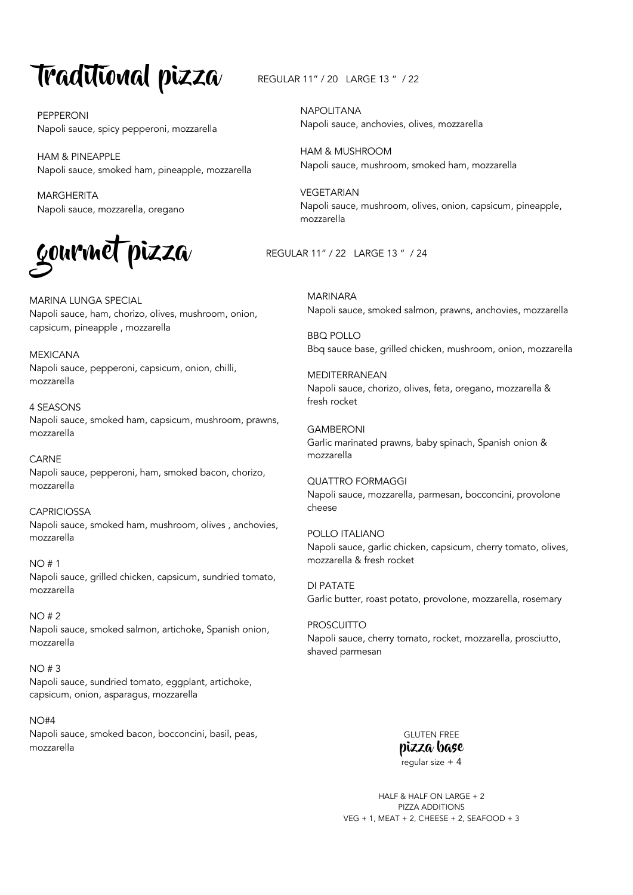# Traditional pizza

REGULAR 11" / 20 LARGE 13 " / 22

PEPPERONI
Napoli sauce, spicy pepperoni, mozzarella

HAM & PINEAPPLE
Napoli sauce, smoked ham, pineapple, mozzarella

MARGHERITA
Napoli sauce, mozzarella, oregano

NAPOLITANA
Napoli sauce, anchovies, olives, mozzarella

HAM & MUSHROOM
Napoli sauce, mushroom, smoked ham, mozzarella

VEGETARIAN
Napoli sauce, mushroom, olives, onion, capsicum, pineapple, mozzarella

# Gourmet pizza

REGULAR 11" / 22 LARGE 13 " / 24

MARINA LUNGA SPECIAL
Napoli sauce, ham, chorizo, olives, mushroom, onion, capsicum, pineapple , mozzarella

MEXICANA
Napoli sauce, pepperoni, capsicum, onion, chilli, mozzarella

4 SEASONS
Napoli sauce, smoked ham, capsicum, mushroom, prawns, mozzarella

CARNE
Napoli sauce, pepperoni, ham, smoked bacon, chorizo, mozzarella

CAPRICIOSSA
Napoli sauce, smoked ham, mushroom, olives , anchovies, mozzarella

NO # 1
Napoli sauce, grilled chicken, capsicum, sundried tomato, mozzarella

NO # 2
Napoli sauce, smoked salmon, artichoke, Spanish onion, mozzarella

NO # 3
Napoli sauce, sundried tomato, eggplant, artichoke, capsicum, onion, asparagus, mozzarella

NO#4
Napoli sauce, smoked bacon, bocconcini, basil, peas, mozzarella

MARINARA
Napoli sauce, smoked salmon, prawns, anchovies, mozzarella

BBQ POLLO
Bbq sauce base, grilled chicken, mushroom, onion, mozzarella

MEDITERRANEAN
Napoli sauce, chorizo, olives, feta, oregano, mozzarella & fresh rocket

GAMBERONI
Garlic marinated prawns, baby spinach, Spanish onion & mozzarella

QUATTRO FORMAGGI
Napoli sauce, mozzarella, parmesan, bocconcini, provolone cheese

POLLO ITALIANO
Napoli sauce, garlic chicken, capsicum, cherry tomato, olives, mozzarella & fresh rocket

DI PATATE
Garlic butter, roast potato, provolone, mozzarella, rosemary

PROSCUITTO
Napoli sauce, cherry tomato, rocket, mozzarella, prosciutto, shaved parmesan

GLUTEN FREE
**pizza base**
regular size + 4

HALF & HALF ON LARGE + 2
PIZZA ADDITIONS
VEG + 1, MEAT + 2, CHEESE + 2, SEAFOOD + 3